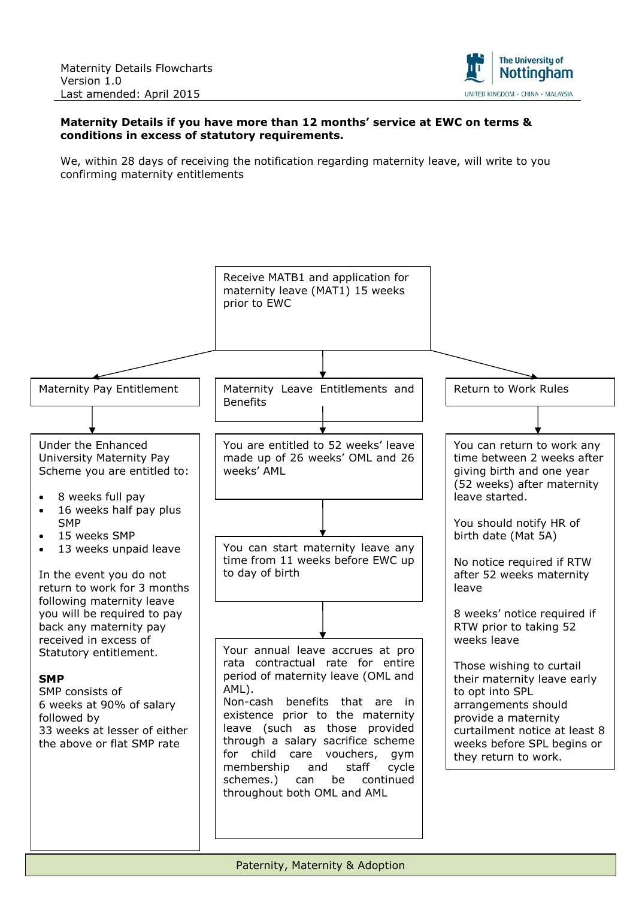## Maternity Details if you have more than 12 months' service at EWC on terms & conditions in excess of statutory requirements.

We, within 28 days of receiving the notification regarding maternity leave, will write to you confirming maternity entitlements

Receive MATB1 and application for maternity leave (MAT1) 15 weeks prior to EWC

### Maternity Pay Entitlement

Under the Enhanced University Maternity Pay Scheme you are entitled to:

- 8 weeks full pay
- 16 weeks half pay plus SMP
- 15 weeks SMP
- 13 weeks unpaid leave

In the event you do not return to work for 3 months following maternity leave you will be required to pay back any maternity pay received in excess of Statutory entitlement.

**SMP**

SMP consists of
6 weeks at 90% of salary followed by
33 weeks at lesser of either the above or flat SMP rate

### Maternity Leave Entitlements and Benefits

You are entitled to 52 weeks' leave made up of 26 weeks' OML and 26 weeks' AML

You can start maternity leave any time from 11 weeks before EWC up to day of birth

Your annual leave accrues at pro rata contractual rate for entire period of maternity leave (OML and AML).
Non-cash benefits that are in existence prior to the maternity leave (such as those provided through a salary sacrifice scheme for child care vouchers, gym membership and staff cycle schemes.) can be continued throughout both OML and AML

### Return to Work Rules

You can return to work any time between 2 weeks after giving birth and one year (52 weeks) after maternity leave started.

You should notify HR of birth date (Mat 5A)

No notice required if RTW after 52 weeks maternity leave

8 weeks' notice required if RTW prior to taking 52 weeks leave

Those wishing to curtail their maternity leave early to opt into SPL arrangements should provide a maternity curtailment notice at least 8 weeks before SPL begins or they return to work.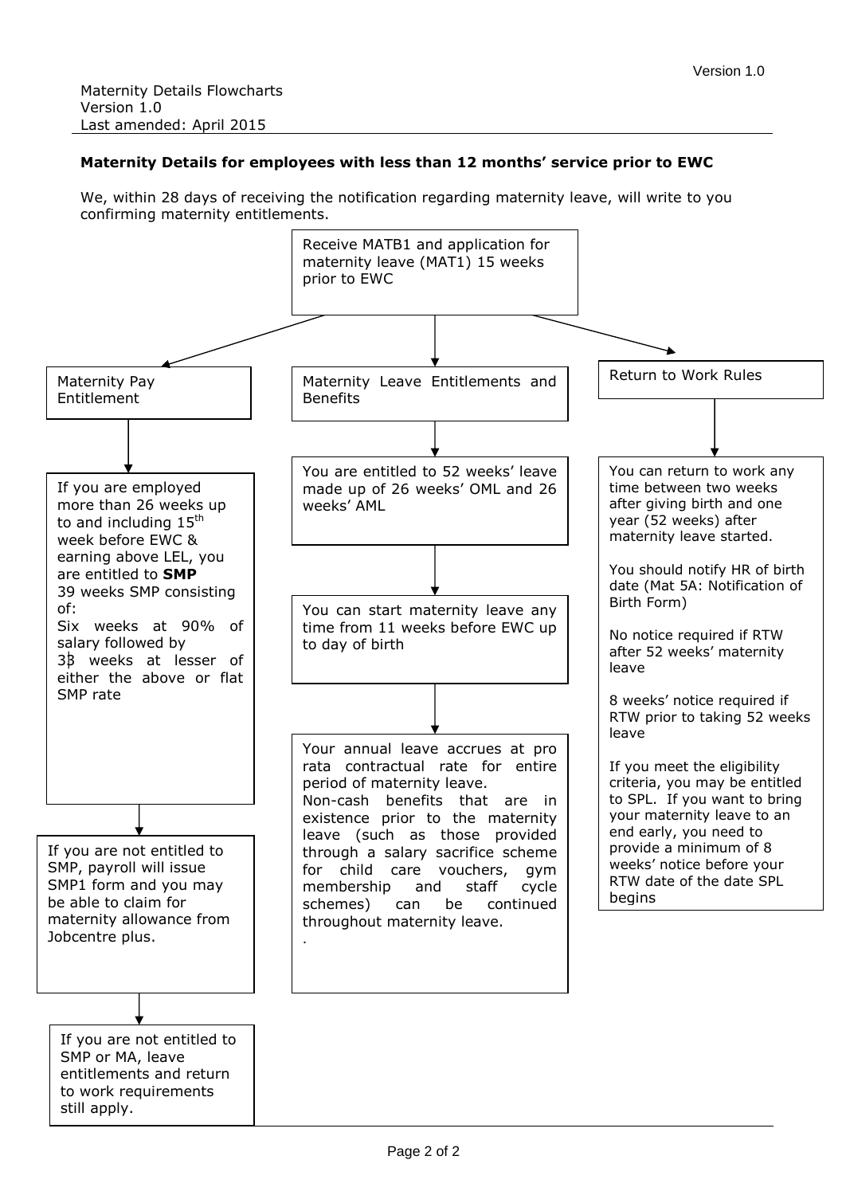Maternity Details Flowcharts
Version 1.0
Last amended: April 2015

**Maternity Details for employees with less than 12 months' service prior to EWC**

We, within 28 days of receiving the notification regarding maternity leave, will write to you confirming maternity entitlements.

Receive MATB1 and application for maternity leave (MAT1) 15 weeks prior to EWC

**Maternity Pay Entitlement**

If you are employed more than 26 weeks up to and including 15th week before EWC & earning above LEL, you are entitled to **SMP**
39 weeks SMP consisting of:
Six weeks at 90% of salary followed by
33 weeks at lesser of either the above or flat SMP rate

If you are not entitled to SMP, payroll will issue SMP1 form and you may be able to claim for maternity allowance from Jobcentre plus.

If you are not entitled to SMP or MA, leave entitlements and return to work requirements still apply.

**Maternity Leave Entitlements and Benefits**

You are entitled to 52 weeks' leave made up of 26 weeks' OML and 26 weeks' AML

You can start maternity leave any time from 11 weeks before EWC up to day of birth

Your annual leave accrues at pro rata contractual rate for entire period of maternity leave.
Non-cash benefits that are in existence prior to the maternity leave (such as those provided through a salary sacrifice scheme for child care vouchers, gym membership and staff cycle schemes) can be continued throughout maternity leave.

**Return to Work Rules**

You can return to work any time between two weeks after giving birth and one year (52 weeks) after maternity leave started.

You should notify HR of birth date (Mat 5A: Notification of Birth Form)

No notice required if RTW after 52 weeks' maternity leave

8 weeks' notice required if RTW prior to taking 52 weeks leave

If you meet the eligibility criteria, you may be entitled to SPL. If you want to bring your maternity leave to an end early, you need to provide a minimum of 8 weeks' notice before your RTW date of the date SPL begins